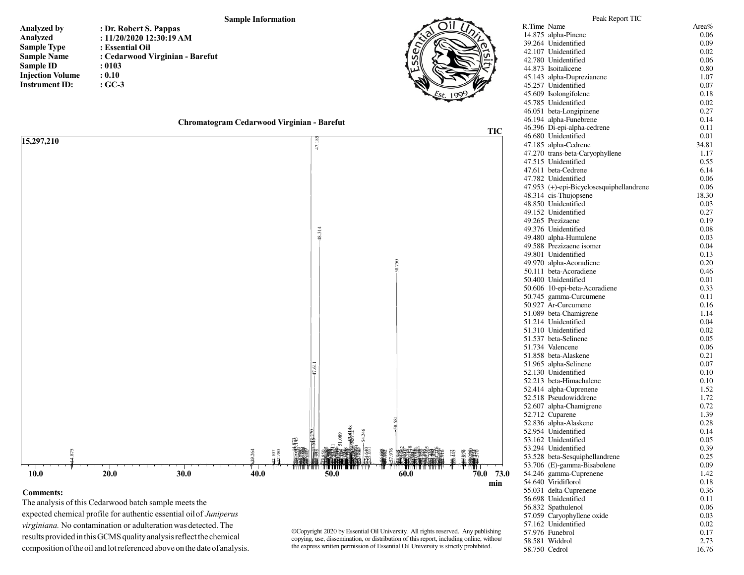## Sample Information

**Analyzed by** : Dr. Robert S. Pappas
**Analyzed** : 11/20/2020 12:30:19 AM
**Sample Type** : Essential Oil
**Sample Name** : Cedarwood Virginian - Barefut
**Sample ID** : 0103
**Injection Volume** : 0.10
**Instrument ID:** : GC-3

### Chromatogram Cedarwood Virginian - Barefut

**Comments:**

The analysis of this Cedarwood batch sample meets the expected chemical profile for authentic essential oil of *Juniperus virginiana.* No contamination or adulteration was detected. The results provided in this GCMS quality analysis reflect the chemical composition of the oil and lot referenced above on the date of analysis.

©Copyright 2020 by Essential Oil University. All rights reserved. Any publishing copying, use, dissemination, or distribution of this report, including online, without the express written permission of Essential Oil University is strictly prohibited.

### Peak Report TIC

| R.Time | Name | Area% |
|---|---|---|
| 14.875 | alpha-Pinene | 0.06 |
| 39.264 | Unidentified | 0.09 |
| 42.107 | Unidentified | 0.02 |
| 42.780 | Unidentified | 0.06 |
| 44.873 | Isoitalicene | 0.80 |
| 45.143 | alpha-Duprezianene | 1.07 |
| 45.257 | Unidentified | 0.07 |
| 45.609 | Isolongifolene | 0.18 |
| 45.785 | Unidentified | 0.02 |
| 46.051 | beta-Longipinene | 0.27 |
| 46.194 | alpha-Funebrene | 0.14 |
| 46.396 | Di-epi-alpha-cedrene | 0.11 |
| 46.680 | Unidentified | 0.01 |
| 47.185 | alpha-Cedrene | 34.81 |
| 47.270 | trans-beta-Caryophyllene | 1.17 |
| 47.515 | Unidentified | 0.55 |
| 47.611 | beta-Cedrene | 6.14 |
| 47.782 | Unidentified | 0.06 |
| 47.953 | (+)-epi-Bicyclosesquiphellandrene | 0.06 |
| 48.314 | cis-Thujopsene | 18.30 |
| 48.850 | Unidentified | 0.03 |
| 49.152 | Unidentified | 0.27 |
| 49.265 | Prezizaene | 0.19 |
| 49.376 | Unidentified | 0.08 |
| 49.480 | alpha-Humulene | 0.03 |
| 49.588 | Prezizaene isomer | 0.04 |
| 49.801 | Unidentified | 0.13 |
| 49.970 | alpha-Acoradiene | 0.20 |
| 50.111 | beta-Acoradiene | 0.46 |
| 50.400 | Unidentified | 0.01 |
| 50.606 | 10-epi-beta-Acoradiene | 0.33 |
| 50.745 | gamma-Curcumene | 0.11 |
| 50.927 | Ar-Curcumene | 0.16 |
| 51.089 | beta-Chamigrene | 1.14 |
| 51.214 | Unidentified | 0.04 |
| 51.310 | Unidentified | 0.02 |
| 51.537 | beta-Selinene | 0.05 |
| 51.734 | Valencene | 0.06 |
| 51.858 | beta-Alaskene | 0.21 |
| 51.965 | alpha-Selinene | 0.07 |
| 52.130 | Unidentified | 0.10 |
| 52.213 | beta-Himachalene | 0.10 |
| 52.414 | alpha-Cuprenene | 1.52 |
| 52.518 | Pseudowiddrene | 1.72 |
| 52.607 | alpha-Chamigrene | 0.72 |
| 52.712 | Cuparene | 1.39 |
| 52.836 | alpha-Alaskene | 0.28 |
| 52.954 | Unidentified | 0.14 |
| 53.162 | Unidentified | 0.05 |
| 53.294 | Unidentified | 0.39 |
| 53.528 | beta-Sesquiphellandrene | 0.25 |
| 53.706 | (E)-gamma-Bisabolene | 0.09 |
| 54.246 | gamma-Cuprenene | 1.42 |
| 54.640 | Viridiflorol | 0.18 |
| 55.031 | delta-Cuprenene | 0.36 |
| 56.698 | Unidentified | 0.11 |
| 56.832 | Spathulenol | 0.06 |
| 57.059 | Caryophyllene oxide | 0.03 |
| 57.162 | Unidentified | 0.02 |
| 57.976 | Funebrol | 0.17 |
| 58.581 | Widdrol | 2.73 |
| 58.750 | Cedrol | 16.76 |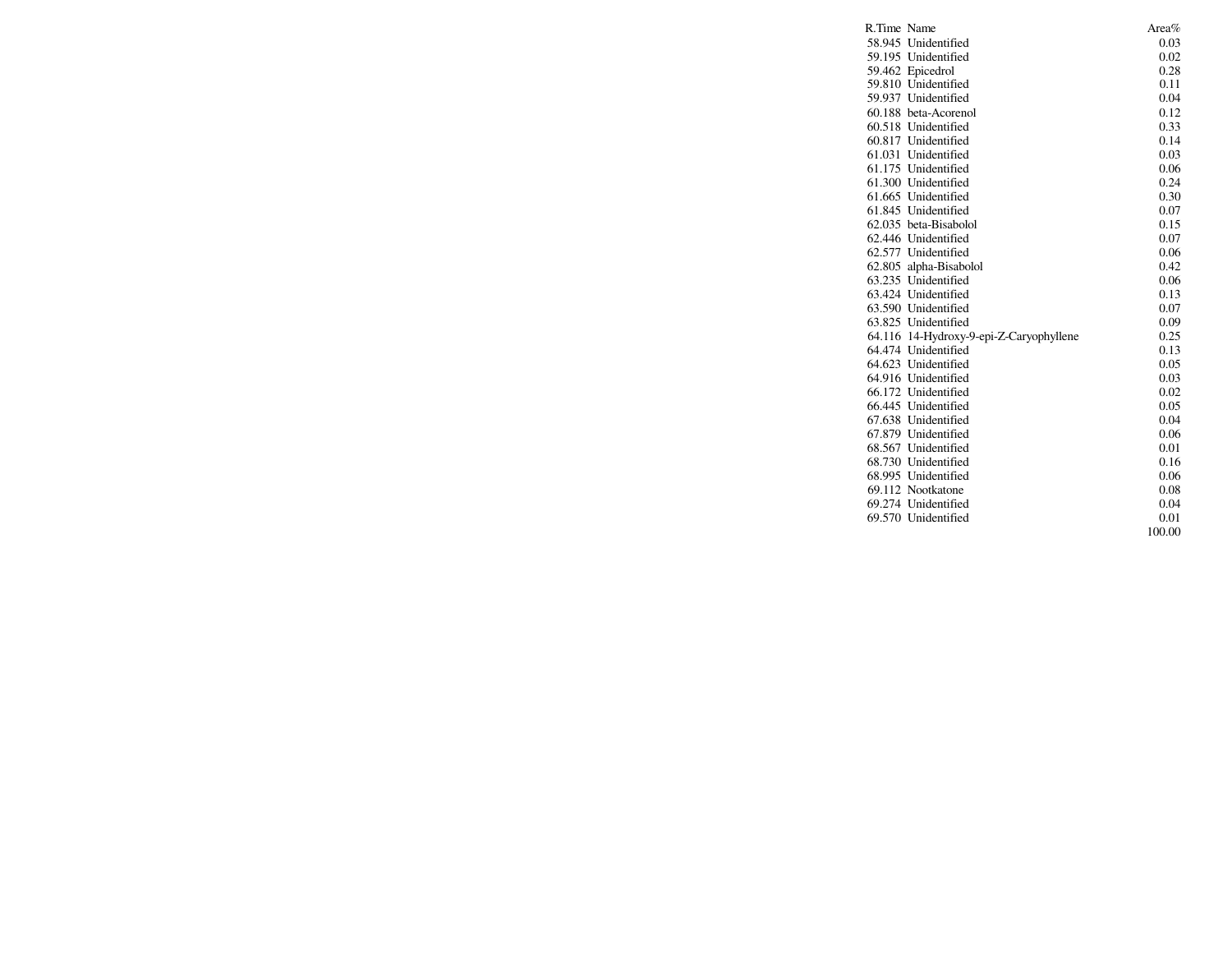| R.Time | Name | Area% |
|---|---|---|
| 58.945 | Unidentified | 0.03 |
| 59.195 | Unidentified | 0.02 |
| 59.462 | Epicedrol | 0.28 |
| 59.810 | Unidentified | 0.11 |
| 59.937 | Unidentified | 0.04 |
| 60.188 | beta-Acorenol | 0.12 |
| 60.518 | Unidentified | 0.33 |
| 60.817 | Unidentified | 0.14 |
| 61.031 | Unidentified | 0.03 |
| 61.175 | Unidentified | 0.06 |
| 61.300 | Unidentified | 0.24 |
| 61.665 | Unidentified | 0.30 |
| 61.845 | Unidentified | 0.07 |
| 62.035 | beta-Bisabolol | 0.15 |
| 62.446 | Unidentified | 0.07 |
| 62.577 | Unidentified | 0.06 |
| 62.805 | alpha-Bisabolol | 0.42 |
| 63.235 | Unidentified | 0.06 |
| 63.424 | Unidentified | 0.13 |
| 63.590 | Unidentified | 0.07 |
| 63.825 | Unidentified | 0.09 |
| 64.116 | 14-Hydroxy-9-epi-Z-Caryophyllene | 0.25 |
| 64.474 | Unidentified | 0.13 |
| 64.623 | Unidentified | 0.05 |
| 64.916 | Unidentified | 0.03 |
| 66.172 | Unidentified | 0.02 |
| 66.445 | Unidentified | 0.05 |
| 67.638 | Unidentified | 0.04 |
| 67.879 | Unidentified | 0.06 |
| 68.567 | Unidentified | 0.01 |
| 68.730 | Unidentified | 0.16 |
| 68.995 | Unidentified | 0.06 |
| 69.112 | Nootkatone | 0.08 |
| 69.274 | Unidentified | 0.04 |
| 69.570 | Unidentified | 0.01 |
| | | 100.00 |